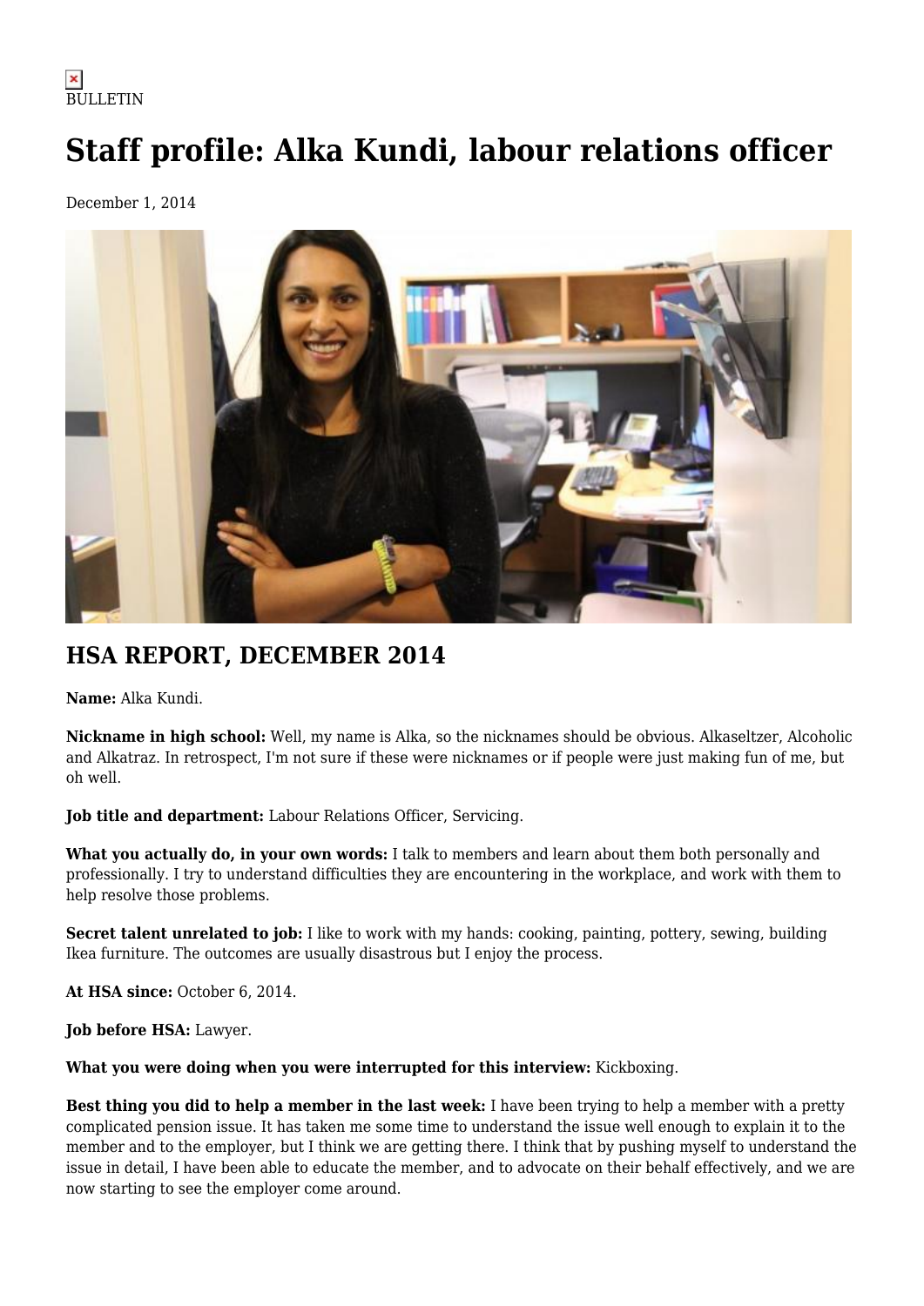BULLETIN

# Staff profile: Alka Kundi, labour relations officer

December 1, 2014

## HSA REPORT, DECEMBER 2014

**Name:** Alka Kundi.

**Nickname in high school:** Well, my name is Alka, so the nicknames should be obvious. Alkaseltzer, Alcoholic and Alkatraz. In retrospect, I'm not sure if these were nicknames or if people were just making fun of me, but oh well.

**Job title and department:** Labour Relations Officer, Servicing.

**What you actually do, in your own words:** I talk to members and learn about them both personally and professionally. I try to understand difficulties they are encountering in the workplace, and work with them to help resolve those problems.

**Secret talent unrelated to job:** I like to work with my hands: cooking, painting, pottery, sewing, building Ikea furniture. The outcomes are usually disastrous but I enjoy the process.

**At HSA since:** October 6, 2014.

**Job before HSA:** Lawyer.

**What you were doing when you were interrupted for this interview:** Kickboxing.

**Best thing you did to help a member in the last week:** I have been trying to help a member with a pretty complicated pension issue. It has taken me some time to understand the issue well enough to explain it to the member and to the employer, but I think we are getting there. I think that by pushing myself to understand the issue in detail, I have been able to educate the member, and to advocate on their behalf effectively, and we are now starting to see the employer come around.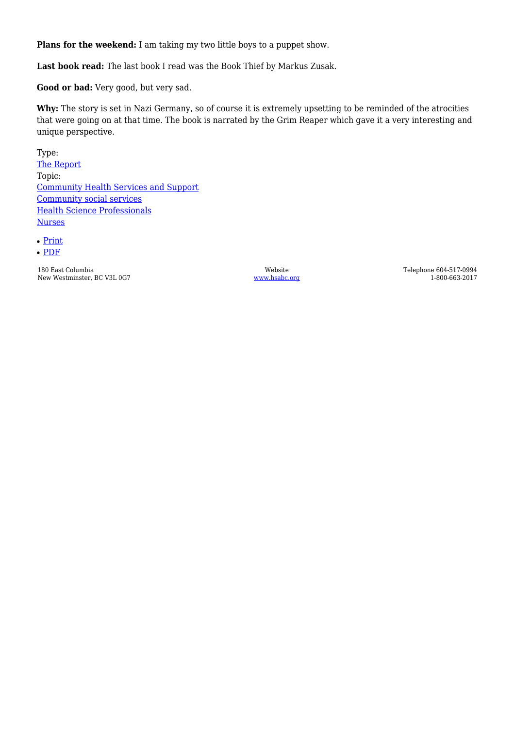**Plans for the weekend:** I am taking my two little boys to a puppet show.

**Last book read:** The last book I read was the Book Thief by Markus Zusak.

**Good or bad:** Very good, but very sad.

**Why:** The story is set in Nazi Germany, so of course it is extremely upsetting to be reminded of the atrocities that were going on at that time. The book is narrated by the Grim Reaper which gave it a very interesting and unique perspective.

Type:
The Report
Topic:
Community Health Services and Support
Community social services
Health Science Professionals
Nurses

- Print
- PDF

180 East Columbia
New Westminster, BC V3L 0G7

Website
www.hsabc.org

Telephone 604-517-0994
1-800-663-2017